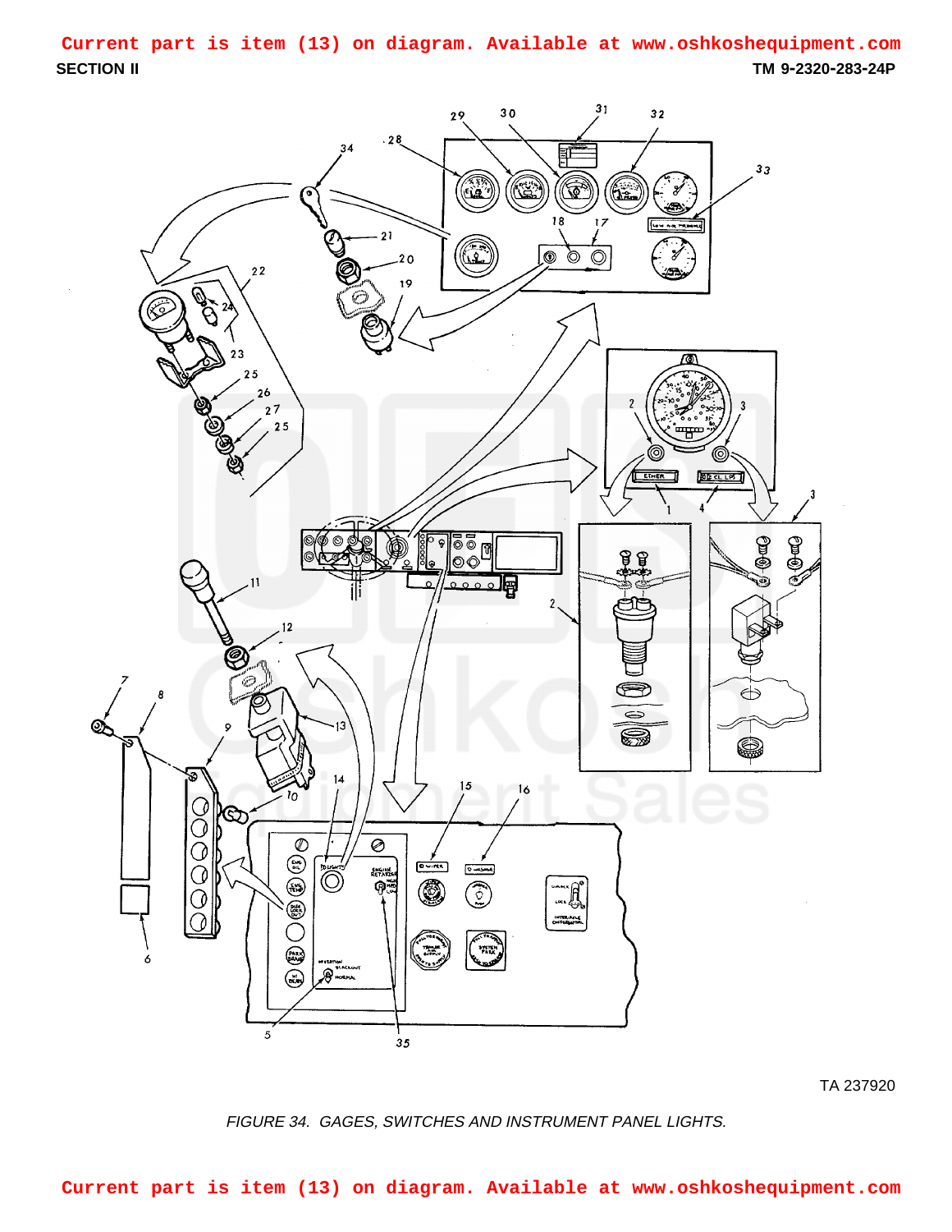Current part is item (13) on diagram. Available at www.oshkoshequipment.com

TA 237920

*FIGURE 34. GAGES, SWITCHES AND INSTRUMENT PANEL LIGHTS.*

Current part is item (13) on diagram. Available at www.oshkoshequipment.com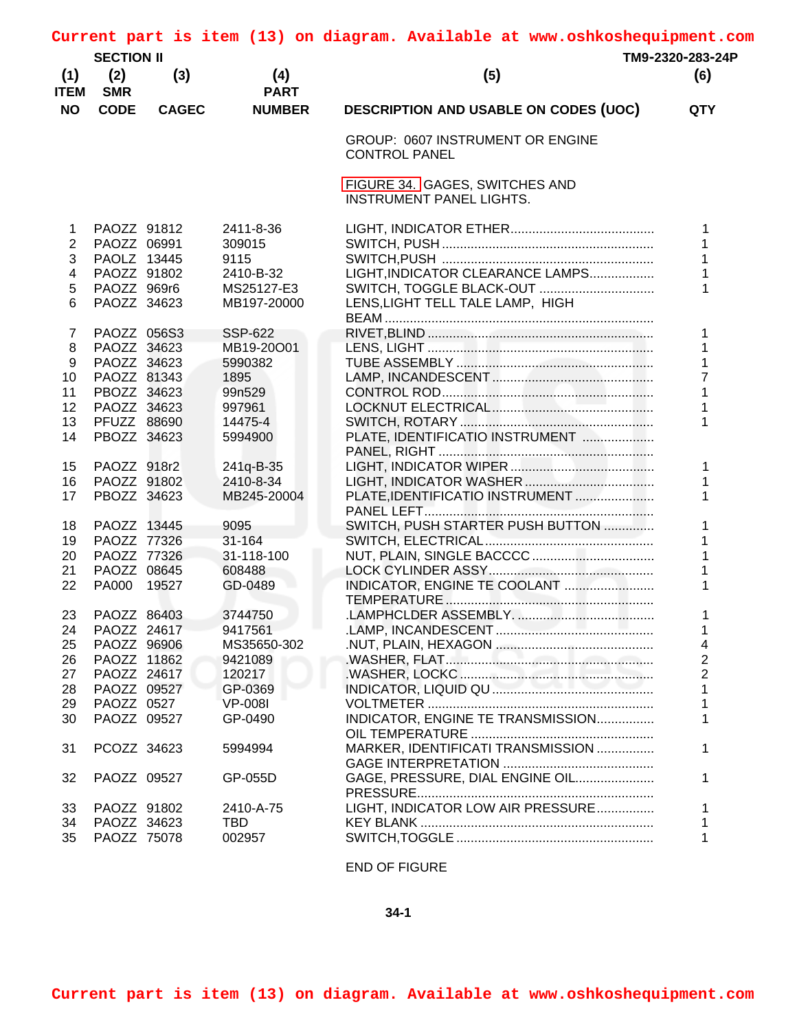Current part is item (13) on diagram. Available at www.oshkoshequipment.com

SECTION II

TM9-2320-283-24P

| (1) ITEM NO | (2) SMR CODE | (3) CAGEC | (4) PART NUMBER | (5) DESCRIPTION AND USABLE ON CODES (UOC) | (6) QTY |
|---|---|---|---|---|---|
| | | | | GROUP: 0607 INSTRUMENT OR ENGINE CONTROL PANEL | |
| | | | | FIGURE 34. GAGES, SWITCHES AND INSTRUMENT PANEL LIGHTS. | |
| 1 | PAOZZ | 91812 | 2411-8-36 | LIGHT, INDICATOR ETHER | 1 |
| 2 | PAOZZ | 06991 | 309015 | SWITCH, PUSH | 1 |
| 3 | PAOLZ | 13445 | 9115 | SWITCH,PUSH | 1 |
| 4 | PAOZZ | 91802 | 2410-B-32 | LIGHT,INDICATOR CLEARANCE LAMPS | 1 |
| 5 | PAOZZ | 969r6 | MS25127-E3 | SWITCH, TOGGLE BLACK-OUT | 1 |
| 6 | PAOZZ | 34623 | MB197-20000 | LENS,LIGHT TELL TALE LAMP, HIGH BEAM | |
| 7 | PAOZZ | 056S3 | SSP-622 | RIVET,BLIND | 1 |
| 8 | PAOZZ | 34623 | MB19-20O01 | LENS, LIGHT | 1 |
| 9 | PAOZZ | 34623 | 5990382 | TUBE ASSEMBLY | 1 |
| 10 | PAOZZ | 81343 | 1895 | LAMP, INCANDESCENT | 7 |
| 11 | PBOZZ | 34623 | 99n529 | CONTROL ROD | 1 |
| 12 | PAOZZ | 34623 | 997961 | LOCKNUT ELECTRICAL | 1 |
| 13 | PFUZZ | 88690 | 14475-4 | SWITCH, ROTARY | 1 |
| 14 | PBOZZ | 34623 | 5994900 | PLATE, IDENTIFICATIO INSTRUMENT PANEL, RIGHT | |
| 15 | PAOZZ | 918r2 | 241q-B-35 | LIGHT, INDICATOR WIPER | 1 |
| 16 | PAOZZ | 91802 | 2410-8-34 | LIGHT, INDICATOR WASHER | 1 |
| 17 | PBOZZ | 34623 | MB245-20004 | PLATE,IDENTIFICATIO INSTRUMENT PANEL LEFT | 1 |
| 18 | PAOZZ | 13445 | 9095 | SWITCH, PUSH STARTER PUSH BUTTON | 1 |
| 19 | PAOZZ | 77326 | 31-164 | SWITCH, ELECTRICAL | 1 |
| 20 | PAOZZ | 77326 | 31-118-100 | NUT, PLAIN, SINGLE BACCCC | 1 |
| 21 | PAOZZ | 08645 | 608488 | LOCK CYLINDER ASSY | 1 |
| 22 | PA000 | 19527 | GD-0489 | INDICATOR, ENGINE TE COOLANT TEMPERATURE | 1 |
| 23 | PAOZZ | 86403 | 3744750 | .LAMPHCLDER ASSEMBLY. | 1 |
| 24 | PAOZZ | 24617 | 9417561 | .LAMP, INCANDESCENT | 1 |
| 25 | PAOZZ | 96906 | MS35650-302 | .NUT, PLAIN, HEXAGON | 4 |
| 26 | PAOZZ | 11862 | 9421089 | .WASHER, FLAT | 2 |
| 27 | PAOZZ | 24617 | 120217 | .WASHER, LOCKC | 2 |
| 28 | PAOZZ | 09527 | GP-0369 | INDICATOR, LIQUID QU | 1 |
| 29 | PAOZZ | 0527 | VP-008I | VOLTMETER | 1 |
| 30 | PAOZZ | 09527 | GP-0490 | INDICATOR, ENGINE TE TRANSMISSION OIL TEMPERATURE | 1 |
| 31 | PCOZZ | 34623 | 5994994 | MARKER, IDENTIFICATI TRANSMISSION GAGE INTERPRETATION | 1 |
| 32 | PAOZZ | 09527 | GP-055D | GAGE, PRESSURE, DIAL ENGINE OIL PRESSURE | 1 |
| 33 | PAOZZ | 91802 | 2410-A-75 | LIGHT, INDICATOR LOW AIR PRESSURE | 1 |
| 34 | PAOZZ | 34623 | TBD | KEY BLANK | 1 |
| 35 | PAOZZ | 75078 | 002957 | SWITCH,TOGGLE | 1 |

END OF FIGURE

Current part is item (13) on diagram. Available at www.oshkoshequipment.com